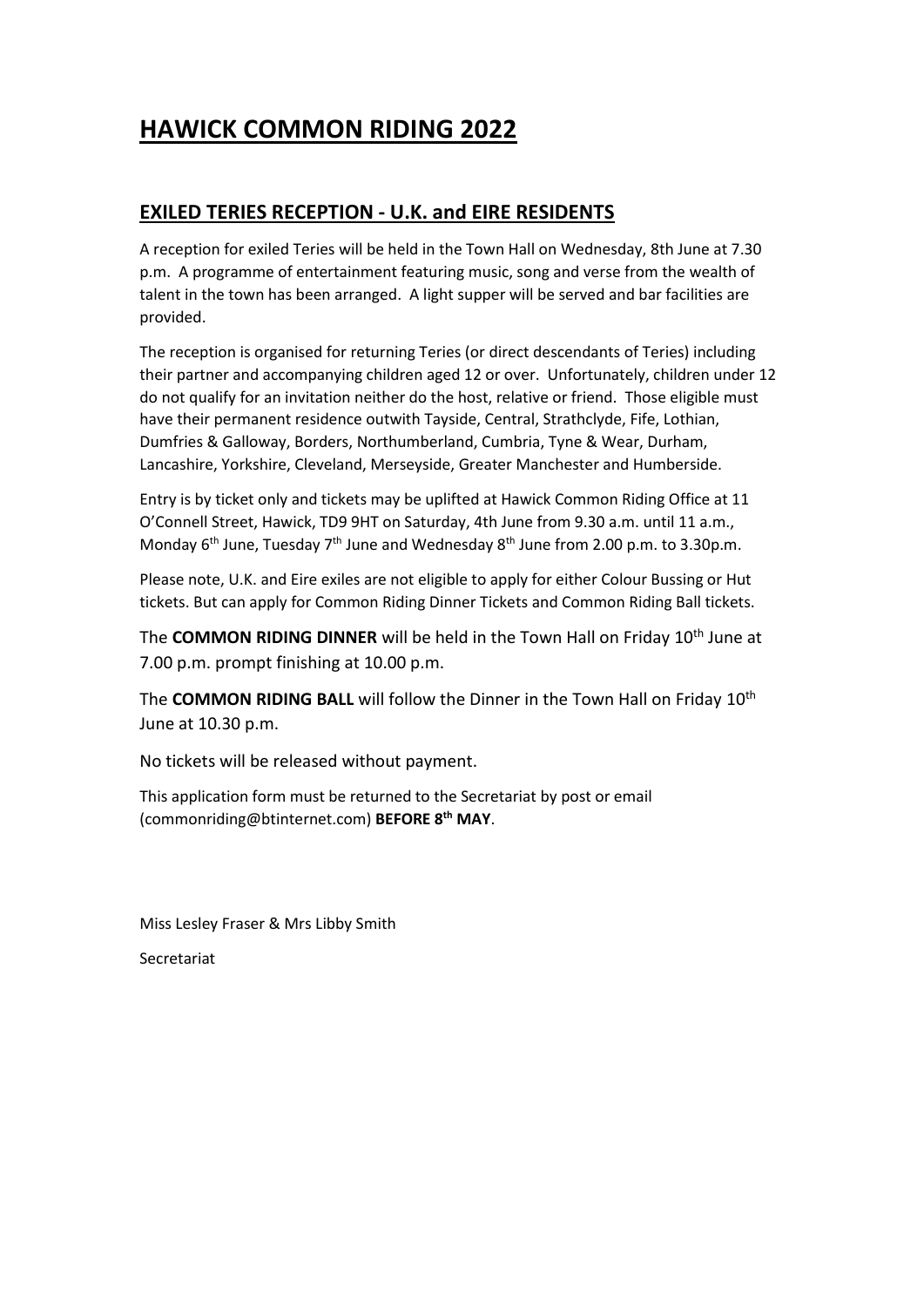# HAWICK COMMON RIDING 2022

## EXILED TERIES RECEPTION - U.K. and EIRE RESIDENTS

A reception for exiled Teries will be held in the Town Hall on Wednesday, 8th June at 7.30 p.m. A programme of entertainment featuring music, song and verse from the wealth of talent in the town has been arranged. A light supper will be served and bar facilities are provided.

The reception is organised for returning Teries (or direct descendants of Teries) including their partner and accompanying children aged 12 or over. Unfortunately, children under 12 do not qualify for an invitation neither do the host, relative or friend. Those eligible must have their permanent residence outwith Tayside, Central, Strathclyde, Fife, Lothian, Dumfries & Galloway, Borders, Northumberland, Cumbria, Tyne & Wear, Durham, Lancashire, Yorkshire, Cleveland, Merseyside, Greater Manchester and Humberside.

Entry is by ticket only and tickets may be uplifted at Hawick Common Riding Office at 11 O'Connell Street, Hawick, TD9 9HT on Saturday, 4th June from 9.30 a.m. until 11 a.m., Monday 6th June, Tuesday 7th June and Wednesday 8th June from 2.00 p.m. to 3.30p.m.

Please note, U.K. and Eire exiles are not eligible to apply for either Colour Bussing or Hut tickets. But can apply for Common Riding Dinner Tickets and Common Riding Ball tickets.

The **COMMON RIDING DINNER** will be held in the Town Hall on Friday 10th June at 7.00 p.m. prompt finishing at 10.00 p.m.

The **COMMON RIDING BALL** will follow the Dinner in the Town Hall on Friday 10th June at 10.30 p.m.

No tickets will be released without payment.

This application form must be returned to the Secretariat by post or email (commonriding@btinternet.com) **BEFORE 8th MAY**.

Miss Lesley Fraser & Mrs Libby Smith

Secretariat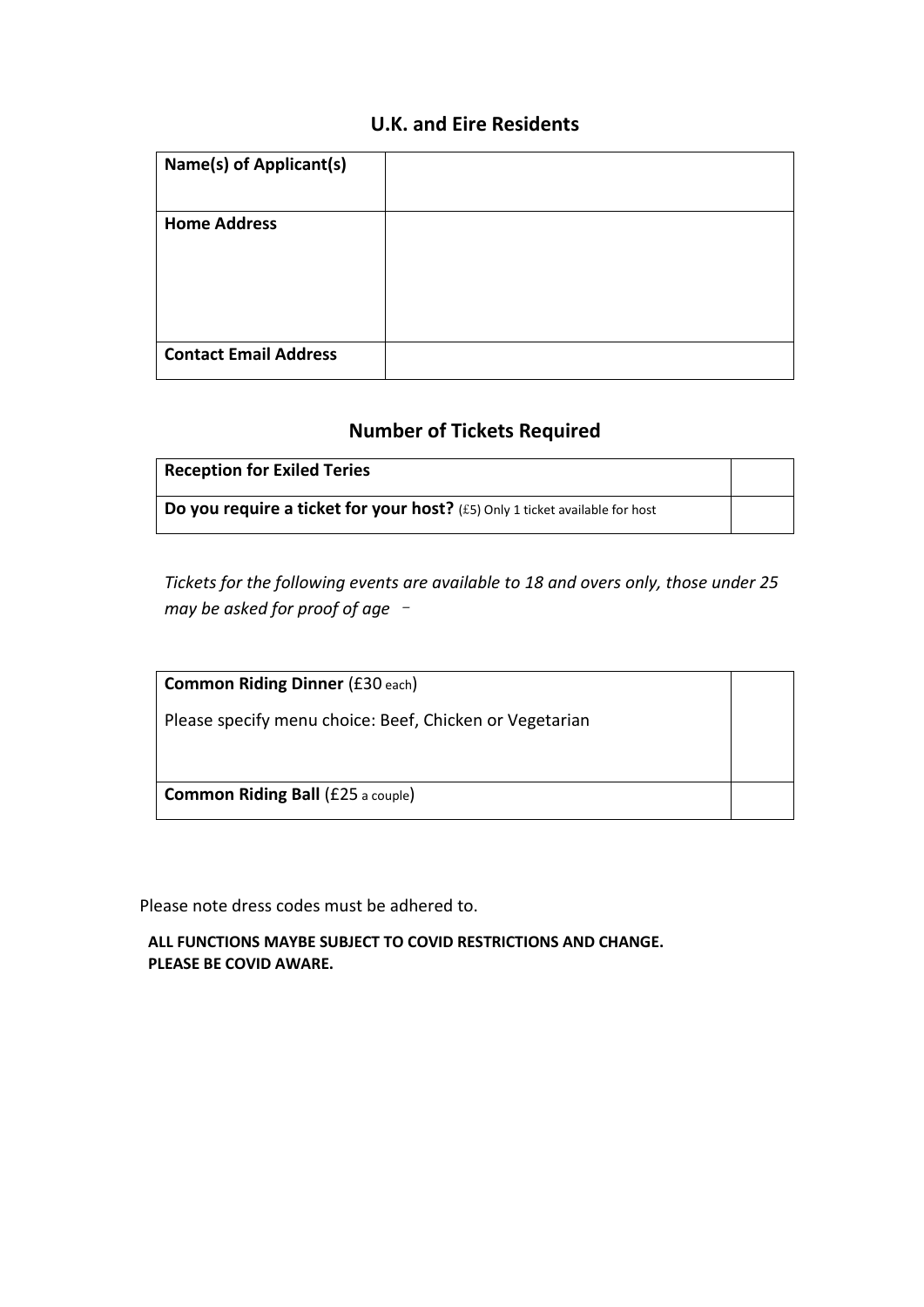## U.K. and Eire Residents

| | |
|---|---|
| **Name(s) of Applicant(s)** | |
| **Home Address** | |
| **Contact Email Address** | |

## Number of Tickets Required

| | |
|---|---|
| **Reception for Exiled Teries** | |
| **Do you require a ticket for your host?** (£5) Only 1 ticket available for host | |

*Tickets for the following events are available to 18 and overs only, those under 25 may be asked for proof of age* –

| | |
|---|---|
| **Common Riding Dinner** (£30 each)<br>Please specify menu choice: Beef, Chicken or Vegetarian | |
| **Common Riding Ball** (£25 a couple) | |

Please note dress codes must be adhered to.

**ALL FUNCTIONS MAYBE SUBJECT TO COVID RESTRICTIONS AND CHANGE.**
**PLEASE BE COVID AWARE.**